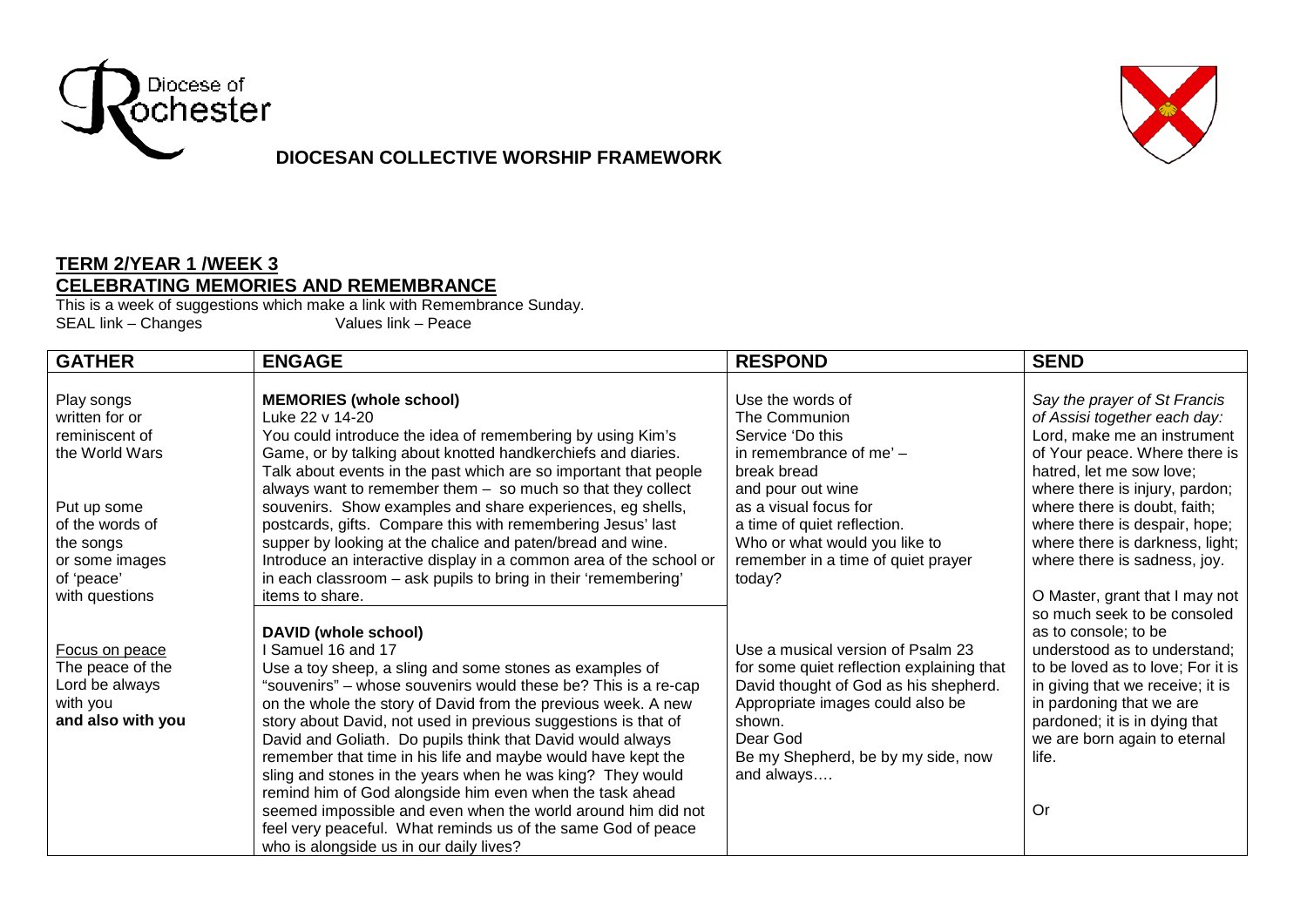Diocese of Rochester

# DIOCESAN COLLECTIVE WORSHIP FRAMEWORK

## TERM 2/YEAR 1 /WEEK 3
## CELEBRATING MEMORIES AND REMEMBRANCE

This is a week of suggestions which make a link with Remembrance Sunday.
SEAL link – Changes Values link – Peace

| GATHER | ENGAGE | RESPOND | SEND |
|---|---|---|---|
| Play songs written for or reminiscent of the World Wars<br><br>Put up some of the words of the songs or some images of 'peace' with questions | **MEMORIES (whole school)**<br>Luke 22 v 14-20<br>You could introduce the idea of remembering by using Kim's Game, or by talking about knotted handkerchiefs and diaries. Talk about events in the past which are so important that people always want to remember them – so much so that they collect souvenirs. Show examples and share experiences, eg shells, postcards, gifts. Compare this with remembering Jesus' last supper by looking at the chalice and paten/bread and wine. Introduce an interactive display in a common area of the school or in each classroom – ask pupils to bring in their 'remembering' items to share. | Use the words of The Communion Service 'Do this in remembrance of me' – break bread and pour out wine as a visual focus for a time of quiet reflection. Who or what would you like to remember in a time of quiet prayer today? | *Say the prayer of St Francis of Assisi together each day:*<br>Lord, make me an instrument of Your peace. Where there is hatred, let me sow love; where there is injury, pardon; where there is doubt, faith; where there is despair, hope; where there is darkness, light; where there is sadness, joy.<br><br>O Master, grant that I may not so much seek to be consoled as to console; to be understood as to understand; to be loved as to love; For it is in giving that we receive; it is in pardoning that we are pardoned; it is in dying that we are born again to eternal life.<br><br>Or |
| <u>Focus on peace</u><br>The peace of the Lord be always with you<br>**and also with you** | **DAVID (whole school)**<br>I Samuel 16 and 17<br>Use a toy sheep, a sling and some stones as examples of "souvenirs" – whose souvenirs would these be? This is a re-cap on the whole the story of David from the previous week. A new story about David, not used in previous suggestions is that of David and Goliath. Do pupils think that David would always remember that time in his life and maybe would have kept the sling and stones in the years when he was king? They would remind him of God alongside him even when the task ahead seemed impossible and even when the world around him did not feel very peaceful. What reminds us of the same God of peace who is alongside us in our daily lives? | Use a musical version of Psalm 23 for some quiet reflection explaining that David thought of God as his shepherd. Appropriate images could also be shown.<br>Dear God<br>Be my Shepherd, be by my side, now and always…. | |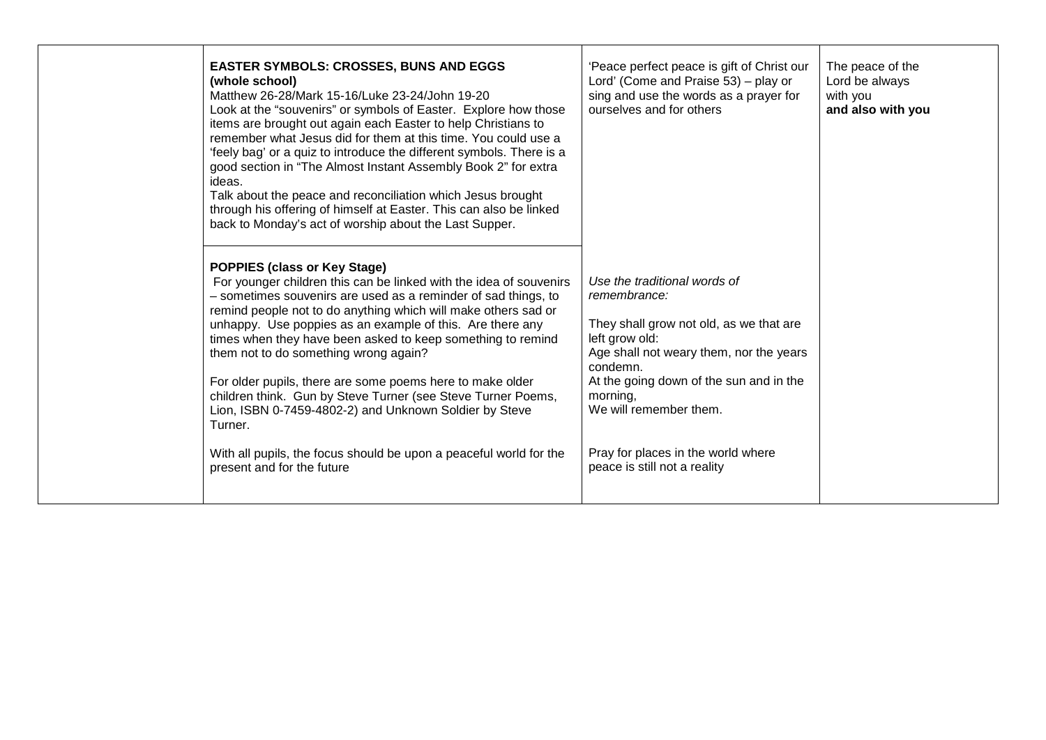| | | | |
|---|---|---|---|
| | **EASTER SYMBOLS: CROSSES, BUNS AND EGGS (whole school)**<br>Matthew 26-28/Mark 15-16/Luke 23-24/John 19-20<br>Look at the "souvenirs" or symbols of Easter. Explore how those items are brought out again each Easter to help Christians to remember what Jesus did for them at this time. You could use a 'feely bag' or a quiz to introduce the different symbols. There is a good section in "The Almost Instant Assembly Book 2" for extra ideas.<br>Talk about the peace and reconciliation which Jesus brought through his offering of himself at Easter. This can also be linked back to Monday's act of worship about the Last Supper. | 'Peace perfect peace is gift of Christ our Lord' (Come and Praise 53) – play or sing and use the words as a prayer for ourselves and for others | The peace of the Lord be always with you<br>**and also with you** |
| | **POPPIES (class or Key Stage)**<br>For younger children this can be linked with the idea of souvenirs – sometimes souvenirs are used as a reminder of sad things, to remind people not to do anything which will make others sad or unhappy. Use poppies as an example of this. Are there any times when they have been asked to keep something to remind them not to do something wrong again?<br><br>For older pupils, there are some poems here to make older children think. Gun by Steve Turner (see Steve Turner Poems, Lion, ISBN 0-7459-4802-2) and Unknown Soldier by Steve Turner.<br><br>With all pupils, the focus should be upon a peaceful world for the present and for the future | *Use the traditional words of remembrance:*<br><br>They shall grow not old, as we that are left grow old:<br>Age shall not weary them, nor the years condemn.<br>At the going down of the sun and in the morning,<br>We will remember them.<br><br>Pray for places in the world where peace is still not a reality | |